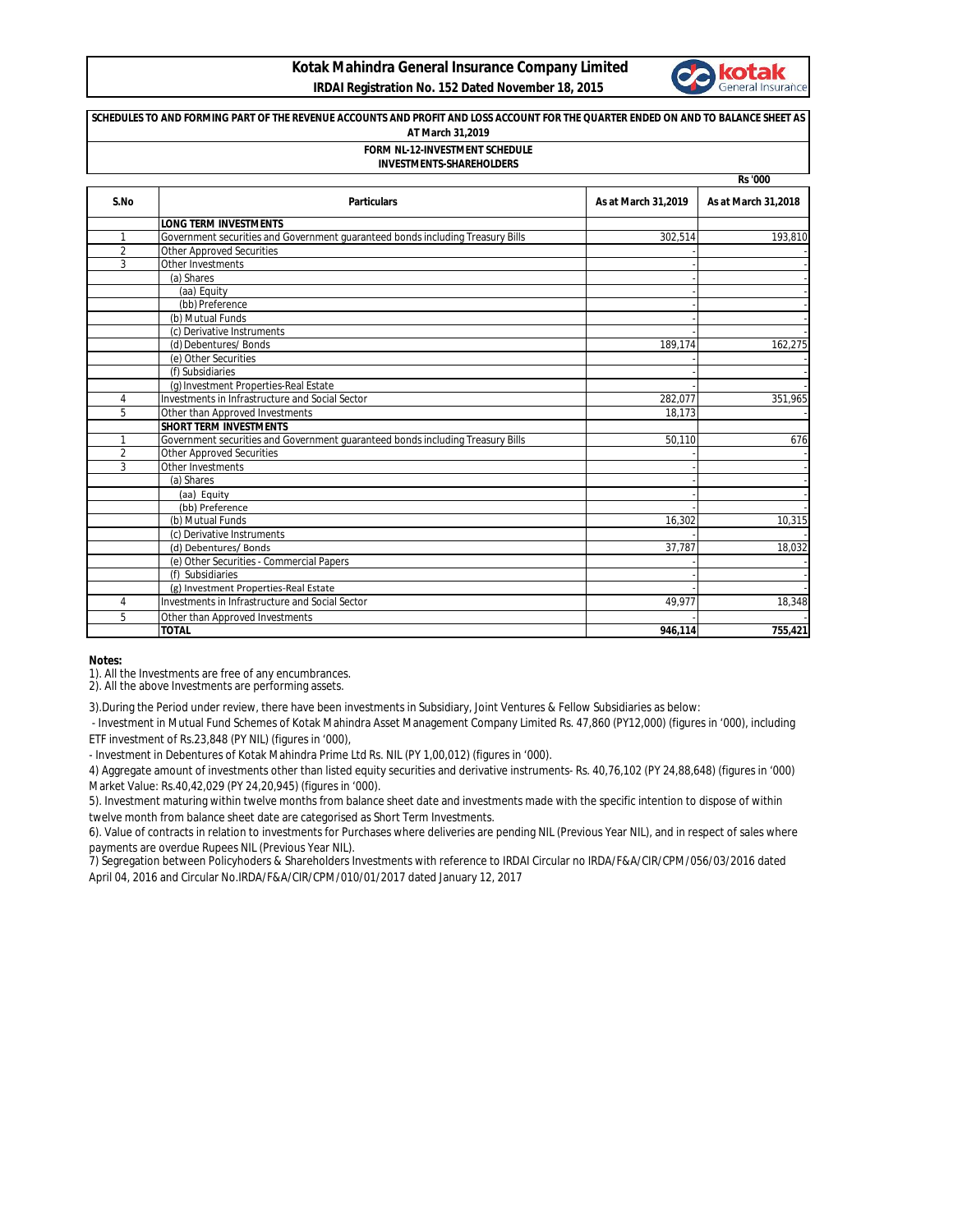# Kotak Mahindra General Insurance Company Limited

**IRDAI Registration No. 152 Dated November 18, 2015**

**SCHEDULES TO AND FORMING PART OF THE REVENUE ACCOUNTS AND PROFIT AND LOSS ACCOUNT FOR THE QUARTER ENDED ON AND TO BALANCE SHEET AS AT March 31,2019**

**FORM NL-12-INVESTMENT SCHEDULE**

**INVESTMENTS-SHAREHOLDERS**

Rs '000

| S.No | Particulars | As at March 31,2019 | As at March 31,2018 |
|---|---|---|---|
| | **LONG TERM INVESTMENTS** | | |
| 1 | Government securities and Government guaranteed bonds including Treasury Bills | 302,514 | 193,810 |
| 2 | Other Approved Securities | - | - |
| 3 | Other Investments | - | - |
| | (a) Shares | - | - |
| | (aa) Equity | - | - |
| | (bb) Preference | - | - |
| | (b) Mutual Funds | - | - |
| | (c) Derivative Instruments | - | - |
| | (d) Debentures/ Bonds | 189,174 | 162,275 |
| | (e) Other Securities | - | - |
| | (f) Subsidiaries | - | - |
| | (g) Investment Properties-Real Estate | - | - |
| 4 | Investments in Infrastructure and Social Sector | 282,077 | 351,965 |
| 5 | Other than Approved Investments | 18,173 | - |
| | **SHORT TERM INVESTMENTS** | | |
| 1 | Government securities and Government guaranteed bonds including Treasury Bills | 50,110 | 676 |
| 2 | Other Approved Securities | - | - |
| 3 | Other Investments | - | - |
| | (a) Shares | - | - |
| | (aa) Equity | - | - |
| | (bb) Preference | - | - |
| | (b) Mutual Funds | 16,302 | 10,315 |
| | (c) Derivative Instruments | - | - |
| | (d) Debentures/ Bonds | 37,787 | 18,032 |
| | (e) Other Securities - Commercial Papers | - | - |
| | (f) Subsidiaries | - | - |
| | (g) Investment Properties-Real Estate | - | - |
| 4 | Investments in Infrastructure and Social Sector | 49,977 | 18,348 |
| 5 | Other than Approved Investments | - | - |
| | **TOTAL** | **946,114** | **755,421** |

**Notes:**

1). All the Investments are free of any encumbrances.

2). All the above Investments are performing assets.

3).During the Period under review, there have been investments in Subsidiary, Joint Ventures & Fellow Subsidiaries as below:

- Investment in Mutual Fund Schemes of Kotak Mahindra Asset Management Company Limited Rs. 47,860 (PY12,000) (figures in '000), including ETF investment of Rs.23,848 (PY NIL) (figures in '000),

- Investment in Debentures of Kotak Mahindra Prime Ltd Rs. NIL (PY 1,00,012) (figures in '000).

4) Aggregate amount of investments other than listed equity securities and derivative instruments- Rs. 40,76,102 (PY 24,88,648) (figures in '000) Market Value: Rs.40,42,029 (PY 24,20,945) (figures in '000).

5). Investment maturing within twelve months from balance sheet date and investments made with the specific intention to dispose of within twelve month from balance sheet date are categorised as Short Term Investments.

6). Value of contracts in relation to investments for Purchases where deliveries are pending NIL (Previous Year NIL), and in respect of sales where payments are overdue Rupees NIL (Previous Year NIL).

7) Segregation between Policyhoders & Shareholders Investments with reference to IRDAI Circular no IRDA/F&A/CIR/CPM/056/03/2016 dated April 04, 2016 and Circular No.IRDA/F&A/CIR/CPM/010/01/2017 dated January 12, 2017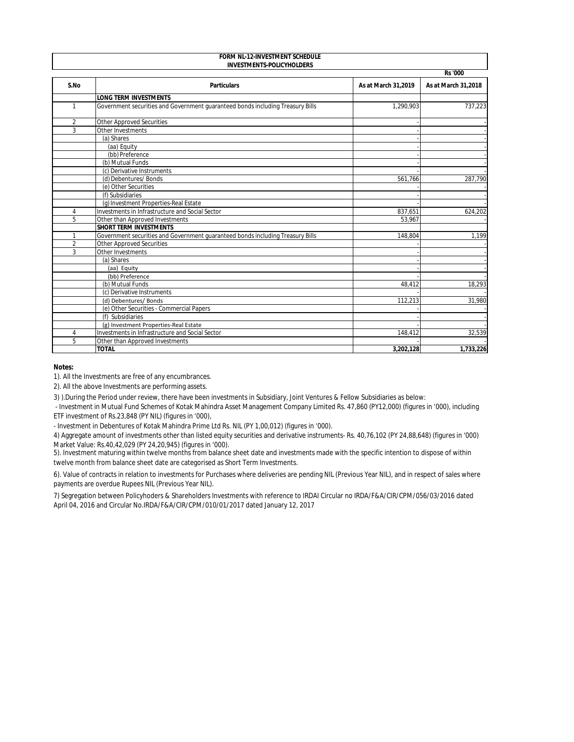# FORM NL-12-INVESTMENT SCHEDULE

## INVESTMENTS-POLICYHOLDERS

Rs '000

| S.No | Particulars | As at March 31,2019 | As at March 31,2018 |
|---|---|---|---|
| | **LONG TERM INVESTMENTS** | | |
| 1 | Government securities and Government guaranteed bonds including Treasury Bills | 1,290,903 | 737,223 |
| 2 | Other Approved Securities | - | - |
| 3 | Other Investments | - | - |
| | (a) Shares | - | - |
| | (aa) Equity | - | - |
| | (bb) Preference | - | - |
| | (b) Mutual Funds | - | - |
| | (c) Derivative Instruments | - | - |
| | (d) Debentures/ Bonds | 561,766 | 287,790 |
| | (e) Other Securities | - | - |
| | (f) Subsidiaries | - | - |
| | (g) Investment Properties-Real Estate | - | - |
| 4 | Investments in Infrastructure and Social Sector | 837,651 | 624,202 |
| 5 | Other than Approved Investments | 53,967 | - |
| | **SHORT TERM INVESTMENTS** | | |
| 1 | Government securities and Government guaranteed bonds including Treasury Bills | 148,804 | 1,199 |
| 2 | Other Approved Securities | - | - |
| 3 | Other Investments | - | - |
| | (a) Shares | - | - |
| | (aa) Equity | - | - |
| | (bb) Preference | - | - |
| | (b) Mutual Funds | 48,412 | 18,293 |
| | (c) Derivative Instruments | - | - |
| | (d) Debentures/ Bonds | 112,213 | 31,980 |
| | (e) Other Securities - Commercial Papers | - | - |
| | (f) Subsidiaries | - | - |
| | (g) Investment Properties-Real Estate | - | - |
| 4 | Investments in Infrastructure and Social Sector | 148,412 | 32,539 |
| 5 | Other than Approved Investments | - | - |
| | **TOTAL** | **3,202,128** | **1,733,226** |

**Notes:**

1). All the Investments are free of any encumbrances.

2). All the above Investments are performing assets.

3) ).During the Period under review, there have been investments in Subsidiary, Joint Ventures & Fellow Subsidiaries as below:

- Investment in Mutual Fund Schemes of Kotak Mahindra Asset Management Company Limited Rs. 47,860 (PY12,000) (figures in '000), including ETF investment of Rs.23,848 (PY NIL) (figures in '000),

- Investment in Debentures of Kotak Mahindra Prime Ltd Rs. NIL (PY 1,00,012) (figures in '000).

4) Aggregate amount of investments other than listed equity securities and derivative instruments- Rs. 40,76,102 (PY 24,88,648) (figures in '000) Market Value: Rs.40,42,029 (PY 24,20,945) (figures in '000).

5). Investment maturing within twelve months from balance sheet date and investments made with the specific intention to dispose of within twelve month from balance sheet date are categorised as Short Term Investments.

6). Value of contracts in relation to investments for Purchases where deliveries are pending NIL (Previous Year NIL), and in respect of sales where payments are overdue Rupees NIL (Previous Year NIL).

7) Segregation between Policyhoders & Shareholders Investments with reference to IRDAI Circular no IRDA/F&A/CIR/CPM/056/03/2016 dated April 04, 2016 and Circular No.IRDA/F&A/CIR/CPM/010/01/2017 dated January 12, 2017